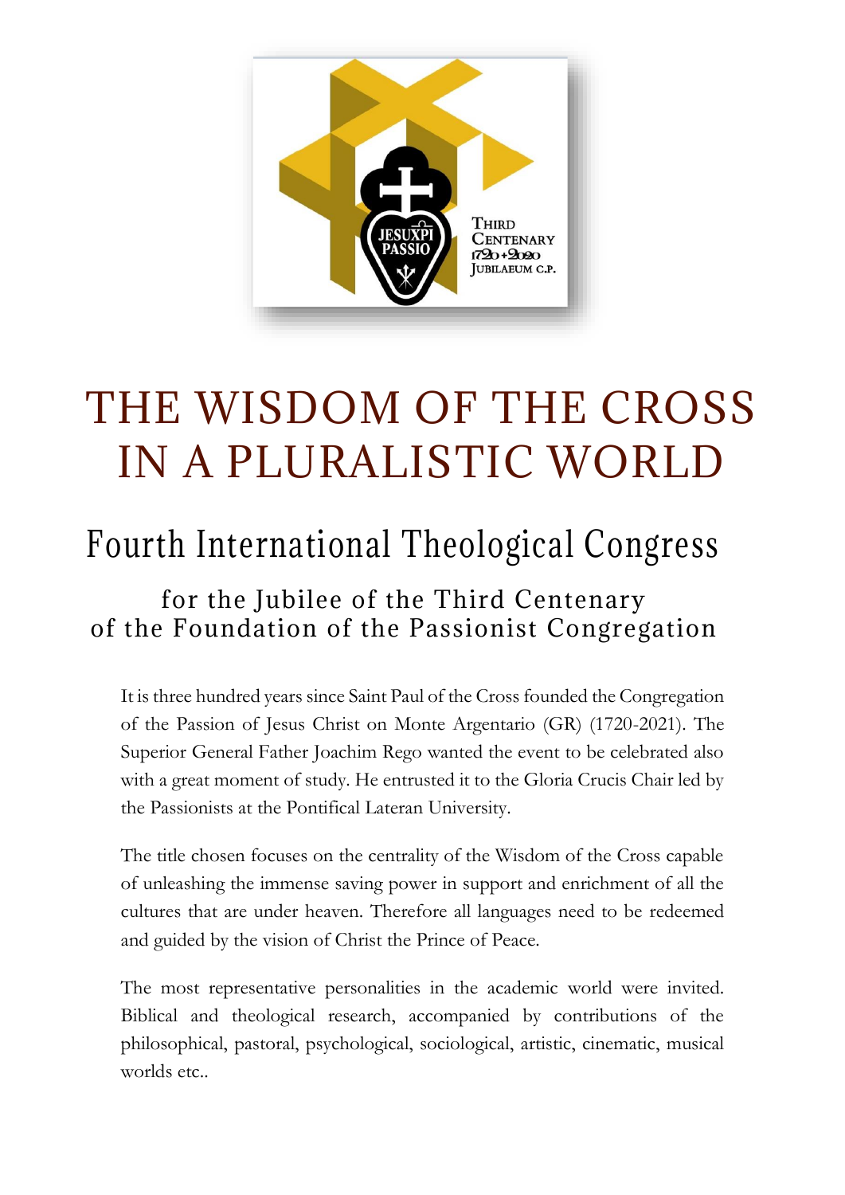# THE WISDOM OF THE CROSS IN A PLURALISTIC WORLD

## Fourth International Theological Congress

### for the Jubilee of the Third Centenary of the Foundation of the Passionist Congregation

It is three hundred years since Saint Paul of the Cross founded the Congregation of the Passion of Jesus Christ on Monte Argentario (GR) (1720-2021). The Superior General Father Joachim Rego wanted the event to be celebrated also with a great moment of study. He entrusted it to the Gloria Crucis Chair led by the Passionists at the Pontifical Lateran University.

The title chosen focuses on the centrality of the Wisdom of the Cross capable of unleashing the immense saving power in support and enrichment of all the cultures that are under heaven. Therefore all languages need to be redeemed and guided by the vision of Christ the Prince of Peace.

The most representative personalities in the academic world were invited. Biblical and theological research, accompanied by contributions of the philosophical, pastoral, psychological, sociological, artistic, cinematic, musical worlds etc..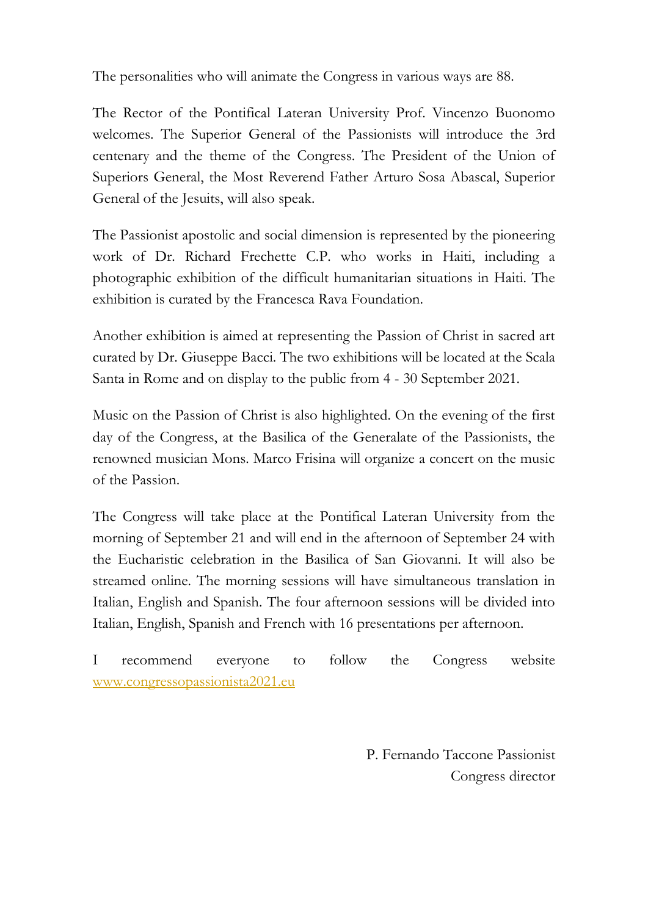The personalities who will animate the Congress in various ways are 88.

The Rector of the Pontifical Lateran University Prof. Vincenzo Buonomo welcomes. The Superior General of the Passionists will introduce the 3rd centenary and the theme of the Congress. The President of the Union of Superiors General, the Most Reverend Father Arturo Sosa Abascal, Superior General of the Jesuits, will also speak.

The Passionist apostolic and social dimension is represented by the pioneering work of Dr. Richard Frechette C.P. who works in Haiti, including a photographic exhibition of the difficult humanitarian situations in Haiti. The exhibition is curated by the Francesca Rava Foundation.

Another exhibition is aimed at representing the Passion of Christ in sacred art curated by Dr. Giuseppe Bacci. The two exhibitions will be located at the Scala Santa in Rome and on display to the public from 4 - 30 September 2021.

Music on the Passion of Christ is also highlighted. On the evening of the first day of the Congress, at the Basilica of the Generalate of the Passionists, the renowned musician Mons. Marco Frisina will organize a concert on the music of the Passion.

The Congress will take place at the Pontifical Lateran University from the morning of September 21 and will end in the afternoon of September 24 with the Eucharistic celebration in the Basilica of San Giovanni. It will also be streamed online. The morning sessions will have simultaneous translation in Italian, English and Spanish. The four afternoon sessions will be divided into Italian, English, Spanish and French with 16 presentations per afternoon.

I recommend everyone to follow the Congress website [www.congressopassionista2021.eu](http://www.congressopassionista2021.eu)

P. Fernando Taccone Passionist
Congress director